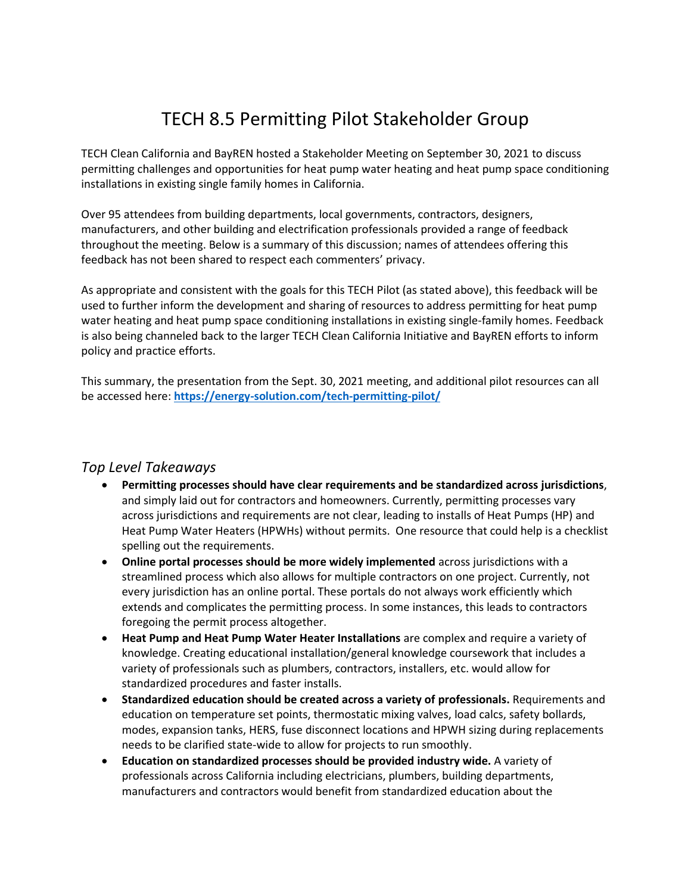# TECH 8.5 Permitting Pilot Stakeholder Group

TECH Clean California and BayREN hosted a Stakeholder Meeting on September 30, 2021 to discuss permitting challenges and opportunities for heat pump water heating and heat pump space conditioning installations in existing single family homes in California.

Over 95 attendees from building departments, local governments, contractors, designers, manufacturers, and other building and electrification professionals provided a range of feedback throughout the meeting. Below is a summary of this discussion; names of attendees offering this feedback has not been shared to respect each commenters' privacy.

As appropriate and consistent with the goals for this TECH Pilot (as stated above), this feedback will be used to further inform the development and sharing of resources to address permitting for heat pump water heating and heat pump space conditioning installations in existing single-family homes. Feedback is also being channeled back to the larger TECH Clean California Initiative and BayREN efforts to inform policy and practice efforts.

This summary, the presentation from the Sept. 30, 2021 meeting, and additional pilot resources can all be accessed here: **https://energy-solution.com/tech-permitting-pilot/**

## *Top Level Takeaways*

- **Permitting processes should have clear requirements and be standardized across jurisdictions**, and simply laid out for contractors and homeowners. Currently, permitting processes vary across jurisdictions and requirements are not clear, leading to installs of Heat Pumps (HP) and Heat Pump Water Heaters (HPWHs) without permits. One resource that could help is a checklist spelling out the requirements.
- **Online portal processes should be more widely implemented** across jurisdictions with a streamlined process which also allows for multiple contractors on one project. Currently, not every jurisdiction has an online portal. These portals do not always work efficiently which extends and complicates the permitting process. In some instances, this leads to contractors foregoing the permit process altogether.
- **Heat Pump and Heat Pump Water Heater Installations** are complex and require a variety of knowledge. Creating educational installation/general knowledge coursework that includes a variety of professionals such as plumbers, contractors, installers, etc. would allow for standardized procedures and faster installs.
- **Standardized education should be created across a variety of professionals.** Requirements and education on temperature set points, thermostatic mixing valves, load calcs, safety bollards, modes, expansion tanks, HERS, fuse disconnect locations and HPWH sizing during replacements needs to be clarified state-wide to allow for projects to run smoothly.
- **Education on standardized processes should be provided industry wide.** A variety of professionals across California including electricians, plumbers, building departments, manufacturers and contractors would benefit from standardized education about the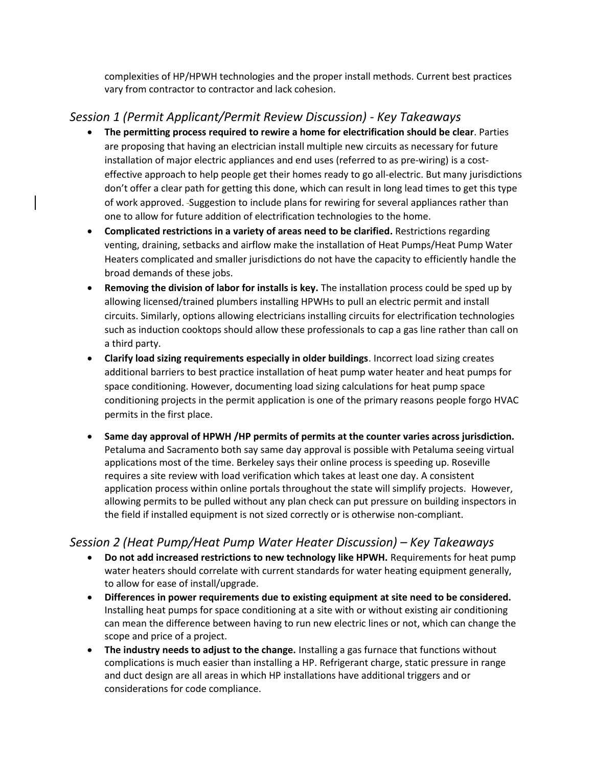complexities of HP/HPWH technologies and the proper install methods. Current best practices vary from contractor to contractor and lack cohesion.

### *Session 1 (Permit Applicant/Permit Review Discussion) - Key Takeaways*

- **The permitting process required to rewire a home for electrification should be clear**. Parties are proposing that having an electrician install multiple new circuits as necessary for future installation of major electric appliances and end uses (referred to as pre-wiring) is a cost-effective approach to help people get their homes ready to go all-electric. But many jurisdictions don't offer a clear path for getting this done, which can result in long lead times to get this type of work approved. Suggestion to include plans for rewiring for several appliances rather than one to allow for future addition of electrification technologies to the home.
- **Complicated restrictions in a variety of areas need to be clarified.** Restrictions regarding venting, draining, setbacks and airflow make the installation of Heat Pumps/Heat Pump Water Heaters complicated and smaller jurisdictions do not have the capacity to efficiently handle the broad demands of these jobs.
- **Removing the division of labor for installs is key.** The installation process could be sped up by allowing licensed/trained plumbers installing HPWHs to pull an electric permit and install circuits. Similarly, options allowing electricians installing circuits for electrification technologies such as induction cooktops should allow these professionals to cap a gas line rather than call on a third party.
- **Clarify load sizing requirements especially in older buildings**. Incorrect load sizing creates additional barriers to best practice installation of heat pump water heater and heat pumps for space conditioning. However, documenting load sizing calculations for heat pump space conditioning projects in the permit application is one of the primary reasons people forgo HVAC permits in the first place.
- **Same day approval of HPWH /HP permits of permits at the counter varies across jurisdiction.** Petaluma and Sacramento both say same day approval is possible with Petaluma seeing virtual applications most of the time. Berkeley says their online process is speeding up. Roseville requires a site review with load verification which takes at least one day. A consistent application process within online portals throughout the state will simplify projects. However, allowing permits to be pulled without any plan check can put pressure on building inspectors in the field if installed equipment is not sized correctly or is otherwise non-compliant.

### *Session 2 (Heat Pump/Heat Pump Water Heater Discussion) – Key Takeaways*

- **Do not add increased restrictions to new technology like HPWH.** Requirements for heat pump water heaters should correlate with current standards for water heating equipment generally, to allow for ease of install/upgrade.
- **Differences in power requirements due to existing equipment at site need to be considered.** Installing heat pumps for space conditioning at a site with or without existing air conditioning can mean the difference between having to run new electric lines or not, which can change the scope and price of a project.
- **The industry needs to adjust to the change.** Installing a gas furnace that functions without complications is much easier than installing a HP. Refrigerant charge, static pressure in range and duct design are all areas in which HP installations have additional triggers and or considerations for code compliance.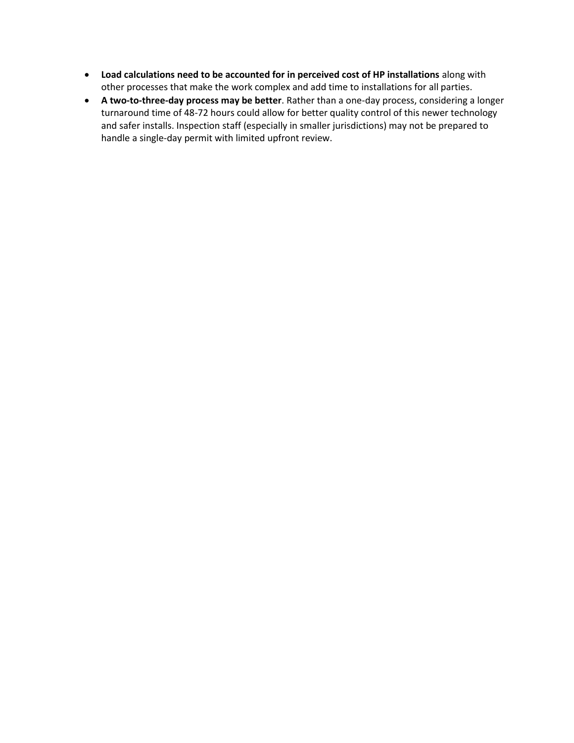- **Load calculations need to be accounted for in perceived cost of HP installations** along with other processes that make the work complex and add time to installations for all parties.
- **A two-to-three-day process may be better**. Rather than a one-day process, considering a longer turnaround time of 48-72 hours could allow for better quality control of this newer technology and safer installs. Inspection staff (especially in smaller jurisdictions) may not be prepared to handle a single-day permit with limited upfront review.